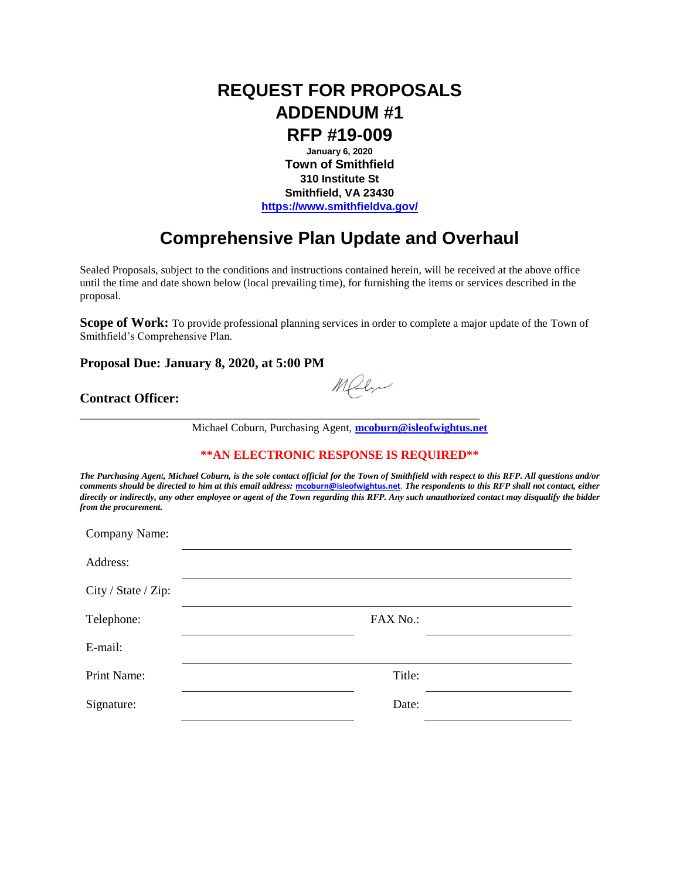# REQUEST FOR PROPOSALS
# ADDENDUM #1
# RFP #19-009

**January 6, 2020**
**Town of Smithfield**
**310 Institute St**
**Smithfield, VA 23430**
**https://www.smithfieldva.gov/**

## Comprehensive Plan Update and Overhaul

Sealed Proposals, subject to the conditions and instructions contained herein, will be received at the above office until the time and date shown below (local prevailing time), for furnishing the items or services described in the proposal.

**Scope of Work:** To provide professional planning services in order to complete a major update of the Town of Smithfield's Comprehensive Plan.

**Proposal Due: January 8, 2020, at 5:00 PM**

**Contract Officer:**

Michael Coburn, Purchasing Agent, **mcoburn@isleofwightus.net**

**\*\*AN ELECTRONIC RESPONSE IS REQUIRED\*\***

***The Purchasing Agent, Michael Coburn, is the sole contact official for the Town of Smithfield with respect to this RFP. All questions and/or comments should be directed to him at this email address: mcoburn@isleofwightus.net. The respondents to this RFP shall not contact, either directly or indirectly, any other employee or agent of the Town regarding this RFP. Any such unauthorized contact may disqualify the bidder from the procurement.***

Company Name: ______________________________

Address: ______________________________

City / State / Zip: ______________________________

Telephone: ______________ FAX No.: ______________

E-mail: ______________________________

Print Name: ______________ Title: ______________

Signature: ______________ Date: ______________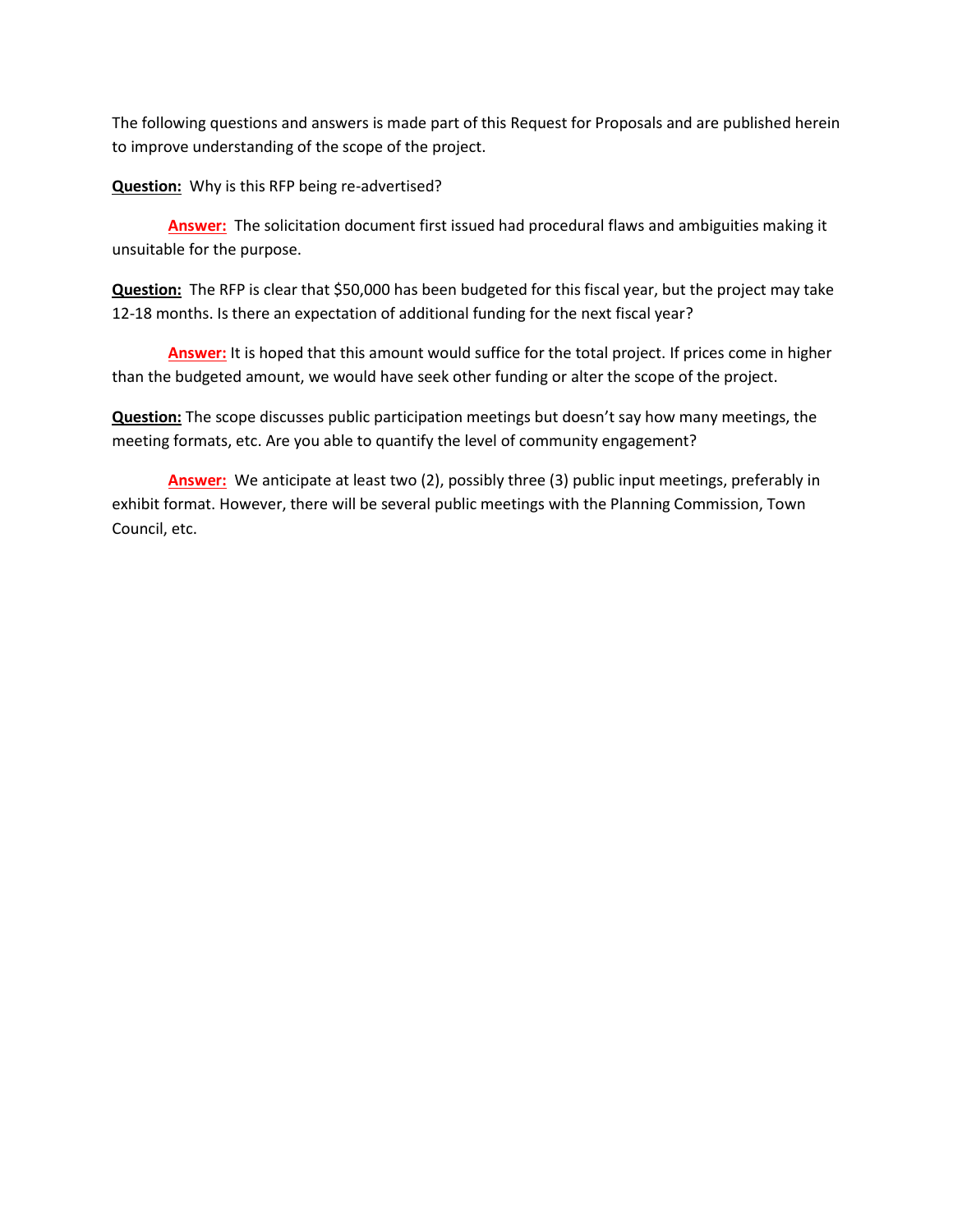The following questions and answers is made part of this Request for Proposals and are published herein to improve understanding of the scope of the project.

**Question:** Why is this RFP being re-advertised?

**Answer:** The solicitation document first issued had procedural flaws and ambiguities making it unsuitable for the purpose.

**Question:** The RFP is clear that $50,000 has been budgeted for this fiscal year, but the project may take 12-18 months. Is there an expectation of additional funding for the next fiscal year?

**Answer:** It is hoped that this amount would suffice for the total project. If prices come in higher than the budgeted amount, we would have seek other funding or alter the scope of the project.

**Question:** The scope discusses public participation meetings but doesn't say how many meetings, the meeting formats, etc. Are you able to quantify the level of community engagement?

**Answer:** We anticipate at least two (2), possibly three (3) public input meetings, preferably in exhibit format. However, there will be several public meetings with the Planning Commission, Town Council, etc.